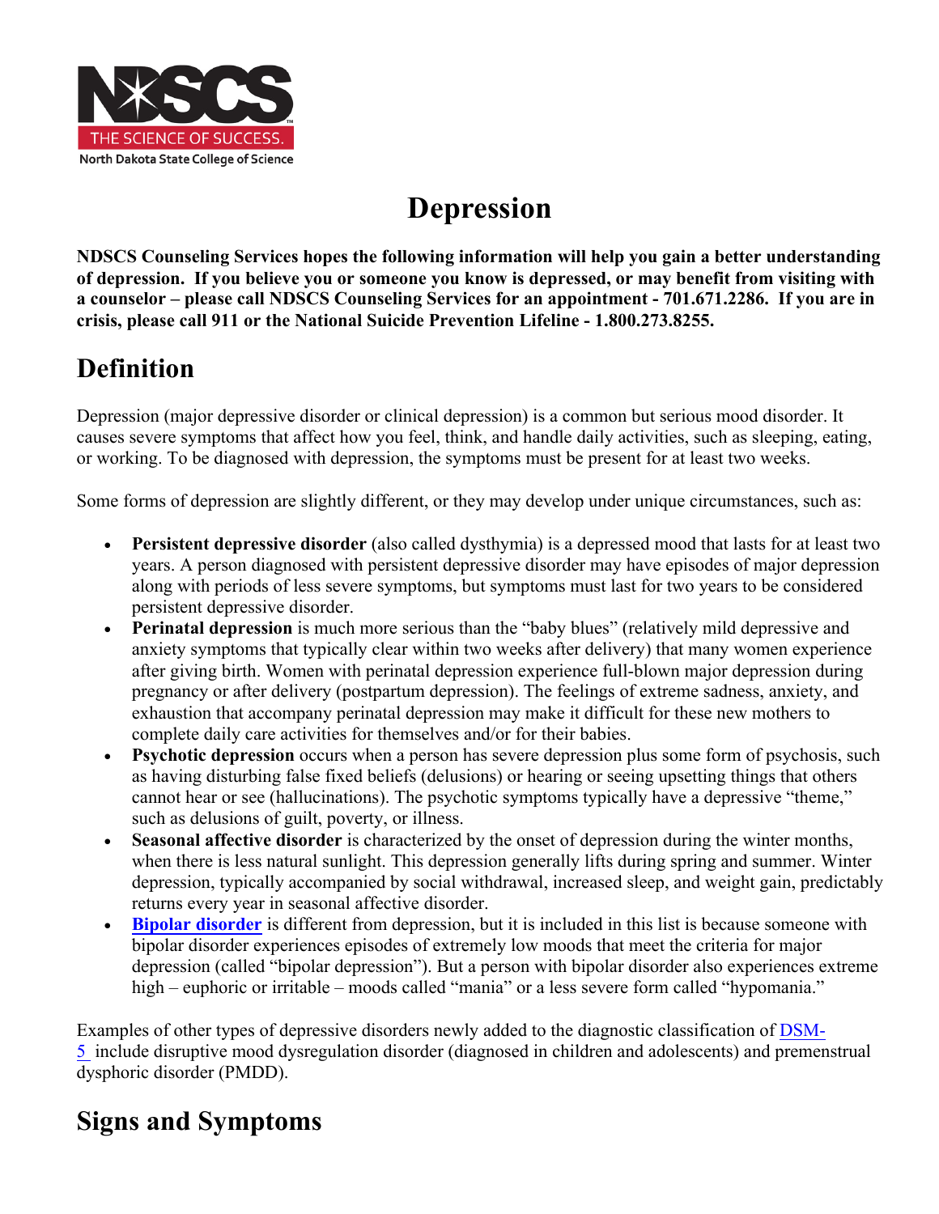# Depression

**NDSCS Counseling Services hopes the following information will help you gain a better understanding of depression. If you believe you or someone you know is depressed, or may benefit from visiting with a counselor – please call NDSCS Counseling Services for an appointment - 701.671.2286. If you are in crisis, please call 911 or the National Suicide Prevention Lifeline - 1.800.273.8255.**

## Definition

Depression (major depressive disorder or clinical depression) is a common but serious mood disorder. It causes severe symptoms that affect how you feel, think, and handle daily activities, such as sleeping, eating, or working. To be diagnosed with depression, the symptoms must be present for at least two weeks.

Some forms of depression are slightly different, or they may develop under unique circumstances, such as:

- **Persistent depressive disorder** (also called dysthymia) is a depressed mood that lasts for at least two years. A person diagnosed with persistent depressive disorder may have episodes of major depression along with periods of less severe symptoms, but symptoms must last for two years to be considered persistent depressive disorder.
- **Perinatal depression** is much more serious than the "baby blues" (relatively mild depressive and anxiety symptoms that typically clear within two weeks after delivery) that many women experience after giving birth. Women with perinatal depression experience full-blown major depression during pregnancy or after delivery (postpartum depression). The feelings of extreme sadness, anxiety, and exhaustion that accompany perinatal depression may make it difficult for these new mothers to complete daily care activities for themselves and/or for their babies.
- **Psychotic depression** occurs when a person has severe depression plus some form of psychosis, such as having disturbing false fixed beliefs (delusions) or hearing or seeing upsetting things that others cannot hear or see (hallucinations). The psychotic symptoms typically have a depressive "theme," such as delusions of guilt, poverty, or illness.
- **Seasonal affective disorder** is characterized by the onset of depression during the winter months, when there is less natural sunlight. This depression generally lifts during spring and summer. Winter depression, typically accompanied by social withdrawal, increased sleep, and weight gain, predictably returns every year in seasonal affective disorder.
- **Bipolar disorder** is different from depression, but it is included in this list is because someone with bipolar disorder experiences episodes of extremely low moods that meet the criteria for major depression (called "bipolar depression"). But a person with bipolar disorder also experiences extreme high – euphoric or irritable – moods called "mania" or a less severe form called "hypomania."

Examples of other types of depressive disorders newly added to the diagnostic classification of DSM-5 include disruptive mood dysregulation disorder (diagnosed in children and adolescents) and premenstrual dysphoric disorder (PMDD).

## Signs and Symptoms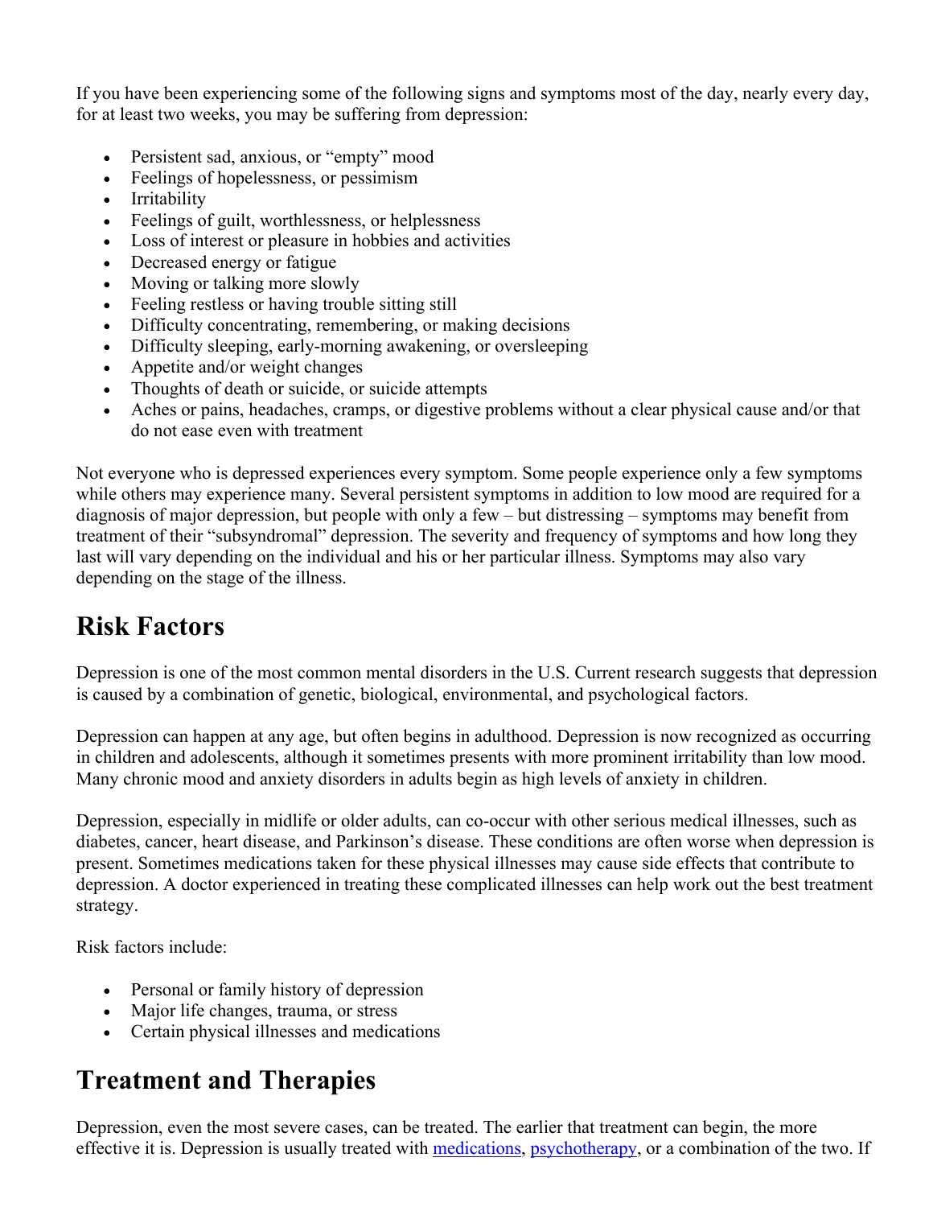If you have been experiencing some of the following signs and symptoms most of the day, nearly every day, for at least two weeks, you may be suffering from depression:

- Persistent sad, anxious, or "empty" mood
- Feelings of hopelessness, or pessimism
- Irritability
- Feelings of guilt, worthlessness, or helplessness
- Loss of interest or pleasure in hobbies and activities
- Decreased energy or fatigue
- Moving or talking more slowly
- Feeling restless or having trouble sitting still
- Difficulty concentrating, remembering, or making decisions
- Difficulty sleeping, early-morning awakening, or oversleeping
- Appetite and/or weight changes
- Thoughts of death or suicide, or suicide attempts
- Aches or pains, headaches, cramps, or digestive problems without a clear physical cause and/or that do not ease even with treatment

Not everyone who is depressed experiences every symptom. Some people experience only a few symptoms while others may experience many. Several persistent symptoms in addition to low mood are required for a diagnosis of major depression, but people with only a few – but distressing – symptoms may benefit from treatment of their "subsyndromal" depression. The severity and frequency of symptoms and how long they last will vary depending on the individual and his or her particular illness. Symptoms may also vary depending on the stage of the illness.

## Risk Factors

Depression is one of the most common mental disorders in the U.S. Current research suggests that depression is caused by a combination of genetic, biological, environmental, and psychological factors.

Depression can happen at any age, but often begins in adulthood. Depression is now recognized as occurring in children and adolescents, although it sometimes presents with more prominent irritability than low mood. Many chronic mood and anxiety disorders in adults begin as high levels of anxiety in children.

Depression, especially in midlife or older adults, can co-occur with other serious medical illnesses, such as diabetes, cancer, heart disease, and Parkinson's disease. These conditions are often worse when depression is present. Sometimes medications taken for these physical illnesses may cause side effects that contribute to depression. A doctor experienced in treating these complicated illnesses can help work out the best treatment strategy.

Risk factors include:

- Personal or family history of depression
- Major life changes, trauma, or stress
- Certain physical illnesses and medications

## Treatment and Therapies

Depression, even the most severe cases, can be treated. The earlier that treatment can begin, the more effective it is. Depression is usually treated with medications, psychotherapy, or a combination of the two. If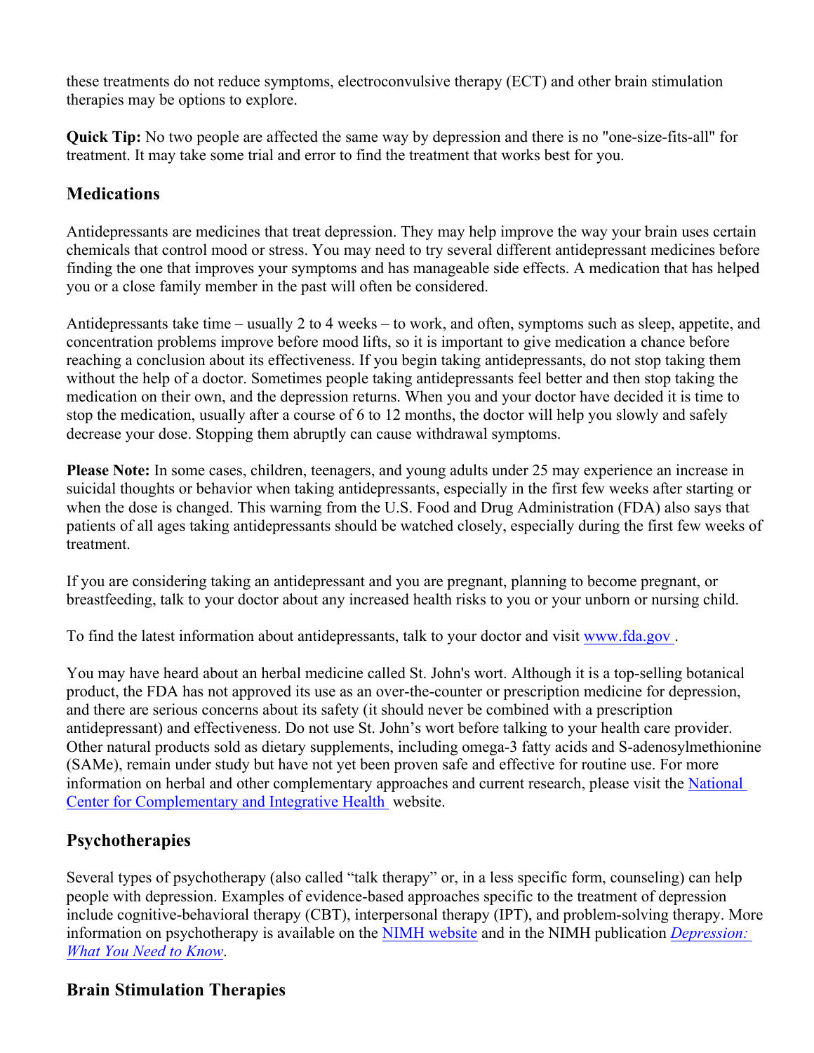these treatments do not reduce symptoms, electroconvulsive therapy (ECT) and other brain stimulation therapies may be options to explore.

**Quick Tip:** No two people are affected the same way by depression and there is no "one-size-fits-all" for treatment. It may take some trial and error to find the treatment that works best for you.

## Medications

Antidepressants are medicines that treat depression. They may help improve the way your brain uses certain chemicals that control mood or stress. You may need to try several different antidepressant medicines before finding the one that improves your symptoms and has manageable side effects. A medication that has helped you or a close family member in the past will often be considered.

Antidepressants take time – usually 2 to 4 weeks – to work, and often, symptoms such as sleep, appetite, and concentration problems improve before mood lifts, so it is important to give medication a chance before reaching a conclusion about its effectiveness. If you begin taking antidepressants, do not stop taking them without the help of a doctor. Sometimes people taking antidepressants feel better and then stop taking the medication on their own, and the depression returns. When you and your doctor have decided it is time to stop the medication, usually after a course of 6 to 12 months, the doctor will help you slowly and safely decrease your dose. Stopping them abruptly can cause withdrawal symptoms.

**Please Note:** In some cases, children, teenagers, and young adults under 25 may experience an increase in suicidal thoughts or behavior when taking antidepressants, especially in the first few weeks after starting or when the dose is changed. This warning from the U.S. Food and Drug Administration (FDA) also says that patients of all ages taking antidepressants should be watched closely, especially during the first few weeks of treatment.

If you are considering taking an antidepressant and you are pregnant, planning to become pregnant, or breastfeeding, talk to your doctor about any increased health risks to you or your unborn or nursing child.

To find the latest information about antidepressants, talk to your doctor and visit [www.fda.gov](www.fda.gov).

You may have heard about an herbal medicine called St. John's wort. Although it is a top-selling botanical product, the FDA has not approved its use as an over-the-counter or prescription medicine for depression, and there are serious concerns about its safety (it should never be combined with a prescription antidepressant) and effectiveness. Do not use St. John's wort before talking to your health care provider. Other natural products sold as dietary supplements, including omega-3 fatty acids and S-adenosylmethionine (SAMe), remain under study but have not yet been proven safe and effective for routine use. For more information on herbal and other complementary approaches and current research, please visit the National Center for Complementary and Integrative Health website.

## Psychotherapies

Several types of psychotherapy (also called "talk therapy" or, in a less specific form, counseling) can help people with depression. Examples of evidence-based approaches specific to the treatment of depression include cognitive-behavioral therapy (CBT), interpersonal therapy (IPT), and problem-solving therapy. More information on psychotherapy is available on the NIMH website and in the NIMH publication *Depression: What You Need to Know*.

## Brain Stimulation Therapies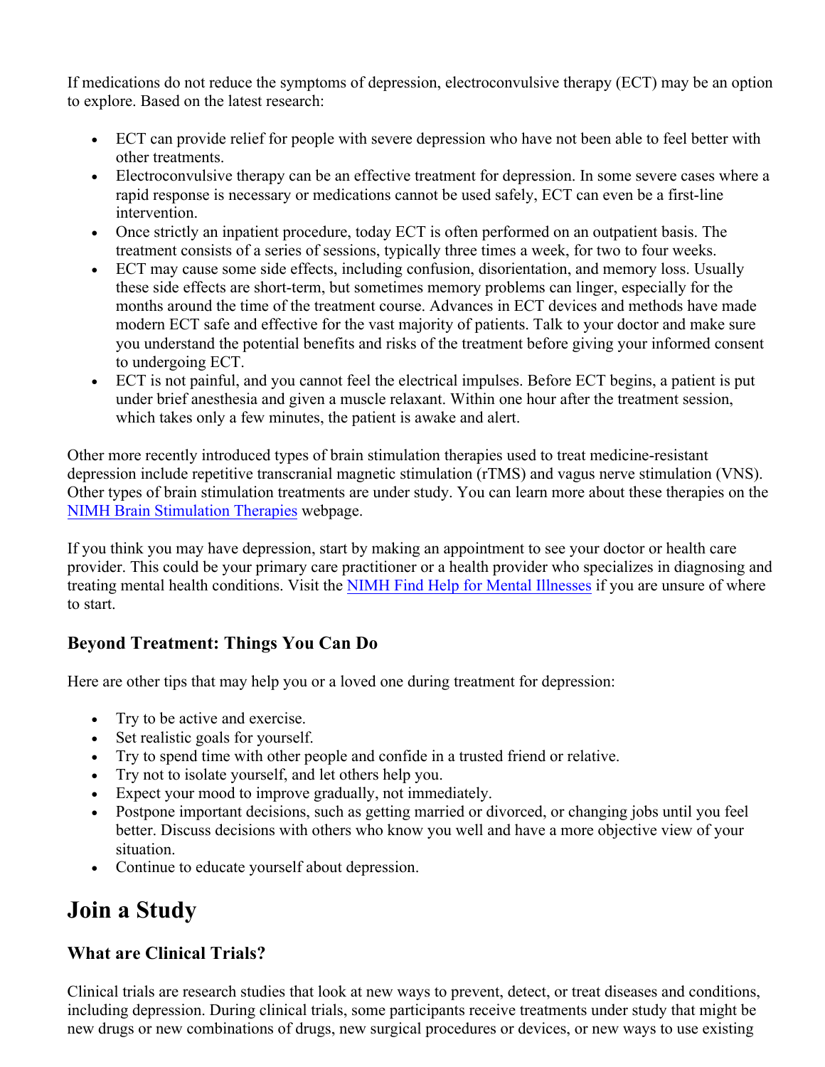If medications do not reduce the symptoms of depression, electroconvulsive therapy (ECT) may be an option to explore. Based on the latest research:

- ECT can provide relief for people with severe depression who have not been able to feel better with other treatments.
- Electroconvulsive therapy can be an effective treatment for depression. In some severe cases where a rapid response is necessary or medications cannot be used safely, ECT can even be a first-line intervention.
- Once strictly an inpatient procedure, today ECT is often performed on an outpatient basis. The treatment consists of a series of sessions, typically three times a week, for two to four weeks.
- ECT may cause some side effects, including confusion, disorientation, and memory loss. Usually these side effects are short-term, but sometimes memory problems can linger, especially for the months around the time of the treatment course. Advances in ECT devices and methods have made modern ECT safe and effective for the vast majority of patients. Talk to your doctor and make sure you understand the potential benefits and risks of the treatment before giving your informed consent to undergoing ECT.
- ECT is not painful, and you cannot feel the electrical impulses. Before ECT begins, a patient is put under brief anesthesia and given a muscle relaxant. Within one hour after the treatment session, which takes only a few minutes, the patient is awake and alert.

Other more recently introduced types of brain stimulation therapies used to treat medicine-resistant depression include repetitive transcranial magnetic stimulation (rTMS) and vagus nerve stimulation (VNS). Other types of brain stimulation treatments are under study. You can learn more about these therapies on the NIMH Brain Stimulation Therapies webpage.

If you think you may have depression, start by making an appointment to see your doctor or health care provider. This could be your primary care practitioner or a health provider who specializes in diagnosing and treating mental health conditions. Visit the NIMH Find Help for Mental Illnesses if you are unsure of where to start.

### Beyond Treatment: Things You Can Do

Here are other tips that may help you or a loved one during treatment for depression:

- Try to be active and exercise.
- Set realistic goals for yourself.
- Try to spend time with other people and confide in a trusted friend or relative.
- Try not to isolate yourself, and let others help you.
- Expect your mood to improve gradually, not immediately.
- Postpone important decisions, such as getting married or divorced, or changing jobs until you feel better. Discuss decisions with others who know you well and have a more objective view of your situation.
- Continue to educate yourself about depression.

## Join a Study

### What are Clinical Trials?

Clinical trials are research studies that look at new ways to prevent, detect, or treat diseases and conditions, including depression. During clinical trials, some participants receive treatments under study that might be new drugs or new combinations of drugs, new surgical procedures or devices, or new ways to use existing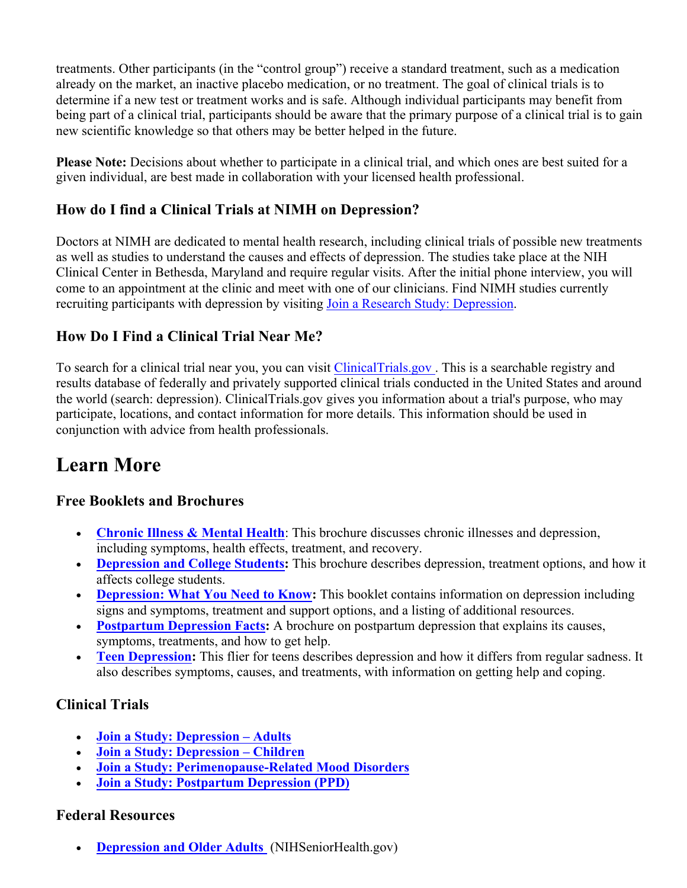treatments. Other participants (in the "control group") receive a standard treatment, such as a medication already on the market, an inactive placebo medication, or no treatment. The goal of clinical trials is to determine if a new test or treatment works and is safe. Although individual participants may benefit from being part of a clinical trial, participants should be aware that the primary purpose of a clinical trial is to gain new scientific knowledge so that others may be better helped in the future.

**Please Note:** Decisions about whether to participate in a clinical trial, and which ones are best suited for a given individual, are best made in collaboration with your licensed health professional.

### How do I find a Clinical Trials at NIMH on Depression?

Doctors at NIMH are dedicated to mental health research, including clinical trials of possible new treatments as well as studies to understand the causes and effects of depression. The studies take place at the NIH Clinical Center in Bethesda, Maryland and require regular visits. After the initial phone interview, you will come to an appointment at the clinic and meet with one of our clinicians. Find NIMH studies currently recruiting participants with depression by visiting Join a Research Study: Depression.

### How Do I Find a Clinical Trial Near Me?

To search for a clinical trial near you, you can visit ClinicalTrials.gov . This is a searchable registry and results database of federally and privately supported clinical trials conducted in the United States and around the world (search: depression). ClinicalTrials.gov gives you information about a trial's purpose, who may participate, locations, and contact information for more details. This information should be used in conjunction with advice from health professionals.

## Learn More

### Free Booklets and Brochures

- **Chronic Illness & Mental Health**: This brochure discusses chronic illnesses and depression, including symptoms, health effects, treatment, and recovery.
- **Depression and College Students:** This brochure describes depression, treatment options, and how it affects college students.
- **Depression: What You Need to Know:** This booklet contains information on depression including signs and symptoms, treatment and support options, and a listing of additional resources.
- **Postpartum Depression Facts:** A brochure on postpartum depression that explains its causes, symptoms, treatments, and how to get help.
- **Teen Depression:** This flier for teens describes depression and how it differs from regular sadness. It also describes symptoms, causes, and treatments, with information on getting help and coping.

### Clinical Trials

- **Join a Study: Depression – Adults**
- **Join a Study: Depression – Children**
- **Join a Study: Perimenopause-Related Mood Disorders**
- **Join a Study: Postpartum Depression (PPD)**

### Federal Resources

- **Depression and Older Adults** (NIHSeniorHealth.gov)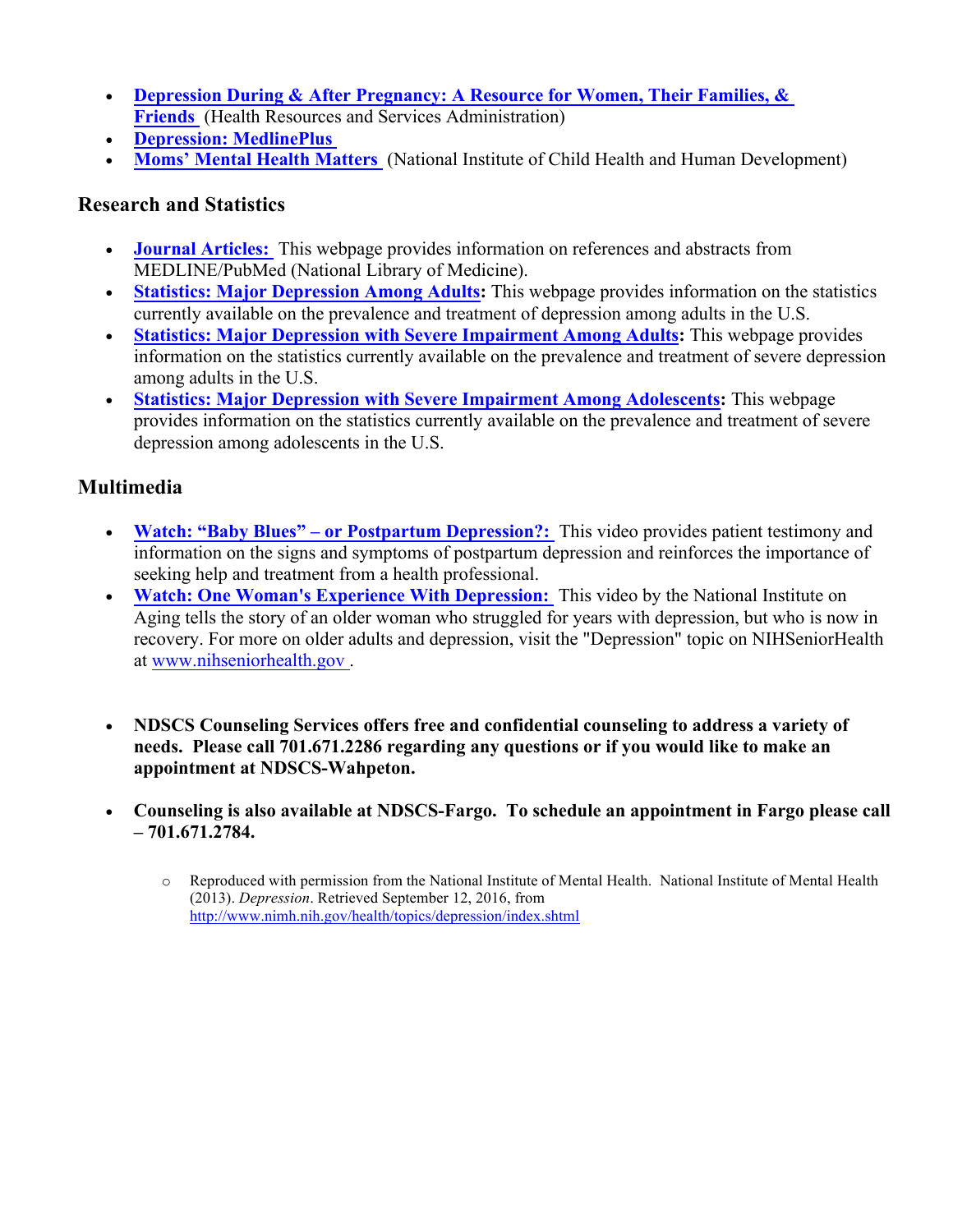- **Depression During & After Pregnancy: A Resource for Women, Their Families, & Friends** (Health Resources and Services Administration)
- **Depression: MedlinePlus**
- **Moms' Mental Health Matters** (National Institute of Child Health and Human Development)

## Research and Statistics

- **Journal Articles:** This webpage provides information on references and abstracts from MEDLINE/PubMed (National Library of Medicine).
- **Statistics: Major Depression Among Adults:** This webpage provides information on the statistics currently available on the prevalence and treatment of depression among adults in the U.S.
- **Statistics: Major Depression with Severe Impairment Among Adults:** This webpage provides information on the statistics currently available on the prevalence and treatment of severe depression among adults in the U.S.
- **Statistics: Major Depression with Severe Impairment Among Adolescents:** This webpage provides information on the statistics currently available on the prevalence and treatment of severe depression among adolescents in the U.S.

## Multimedia

- **Watch: "Baby Blues" – or Postpartum Depression?:** This video provides patient testimony and information on the signs and symptoms of postpartum depression and reinforces the importance of seeking help and treatment from a health professional.
- **Watch: One Woman's Experience With Depression:** This video by the National Institute on Aging tells the story of an older woman who struggled for years with depression, but who is now in recovery. For more on older adults and depression, visit the "Depression" topic on NIHSeniorHealth at www.nihseniorhealth.gov .

- **NDSCS Counseling Services offers free and confidential counseling to address a variety of needs. Please call 701.671.2286 regarding any questions or if you would like to make an appointment at NDSCS-Wahpeton.**

- **Counseling is also available at NDSCS-Fargo. To schedule an appointment in Fargo please call – 701.671.2784.**

  - Reproduced with permission from the National Institute of Mental Health. National Institute of Mental Health (2013). *Depression*. Retrieved September 12, 2016, from http://www.nimh.nih.gov/health/topics/depression/index.shtml